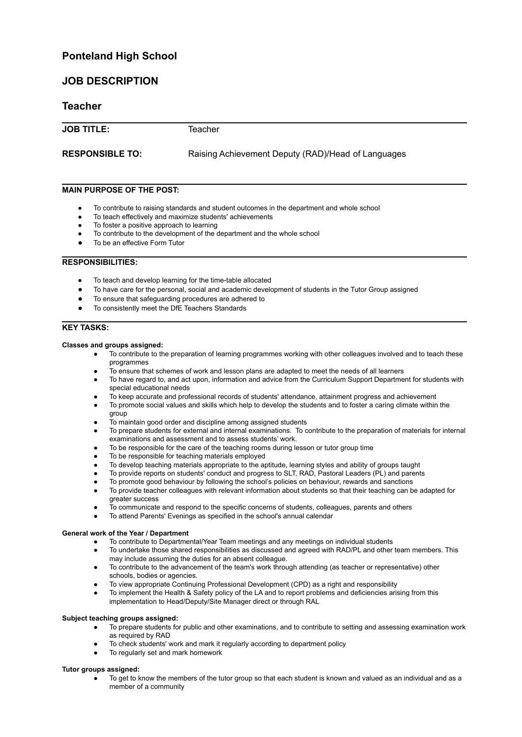# Ponteland High School

## JOB DESCRIPTION

## Teacher

**JOB TITLE:** Teacher

**RESPONSIBLE TO:** Raising Achievement Deputy (RAD)/Head of Languages

**MAIN PURPOSE OF THE POST:**

- To contribute to raising standards and student outcomes in the department and whole school
- To teach effectively and maximize students' achievements
- To foster a positive approach to learning
- To contribute to the development of the department and the whole school
- To be an effective Form Tutor

**RESPONSIBILITIES:**

- To teach and develop learning for the time-table allocated
- To have care for the personal, social and academic development of students in the Tutor Group assigned
- To ensure that safeguarding procedures are adhered to
- To consistently meet the DfE Teachers Standards

**KEY TASKS:**

**Classes and groups assigned:**

- To contribute to the preparation of learning programmes working with other colleagues involved and to teach these programmes
- To ensure that schemes of work and lesson plans are adapted to meet the needs of all learners
- To have regard to, and act upon, information and advice from the Curriculum Support Department for students with special educational needs
- To keep accurate and professional records of students' attendance, attainment progress and achievement
- To promote social values and skills which help to develop the students and to foster a caring climate within the group
- To maintain good order and discipline among assigned students
- To prepare students for external and internal examinations. To contribute to the preparation of materials for internal examinations and assessment and to assess students' work.
- To be responsible for the care of the teaching rooms during lesson or tutor group time
- To be responsible for teaching materials employed
- To develop teaching materials appropriate to the aptitude, learning styles and ability of groups taught
- To provide reports on students' conduct and progress to SLT, RAD, Pastoral Leaders (PL) and parents
- To promote good behaviour by following the school's policies on behaviour, rewards and sanctions
- To provide teacher colleagues with relevant information about students so that their teaching can be adapted for greater success
- To communicate and respond to the specific concerns of students, colleagues, parents and others
- To attend Parents' Evenings as specified in the school's annual calendar

**General work of the Year / Department**

- To contribute to Departmental/Year Team meetings and any meetings on individual students
- To undertake those shared responsibilities as discussed and agreed with RAD/PL and other team members. This may include assuming the duties for an absent colleague.
- To contribute to the advancement of the team's work through attending (as teacher or representative) other schools, bodies or agencies.
- To view appropriate Continuing Professional Development (CPD) as a right and responsibility
- To implement the Health & Safety policy of the LA and to report problems and deficiencies arising from this implementation to Head/Deputy/Site Manager direct or through RAL

**Subject teaching groups assigned:**

- To prepare students for public and other examinations, and to contribute to setting and assessing examination work as required by RAD
- To check students' work and mark it regularly according to department policy
- To regularly set and mark homework

**Tutor groups assigned:**

- To get to know the members of the tutor group so that each student is known and valued as an individual and as a member of a community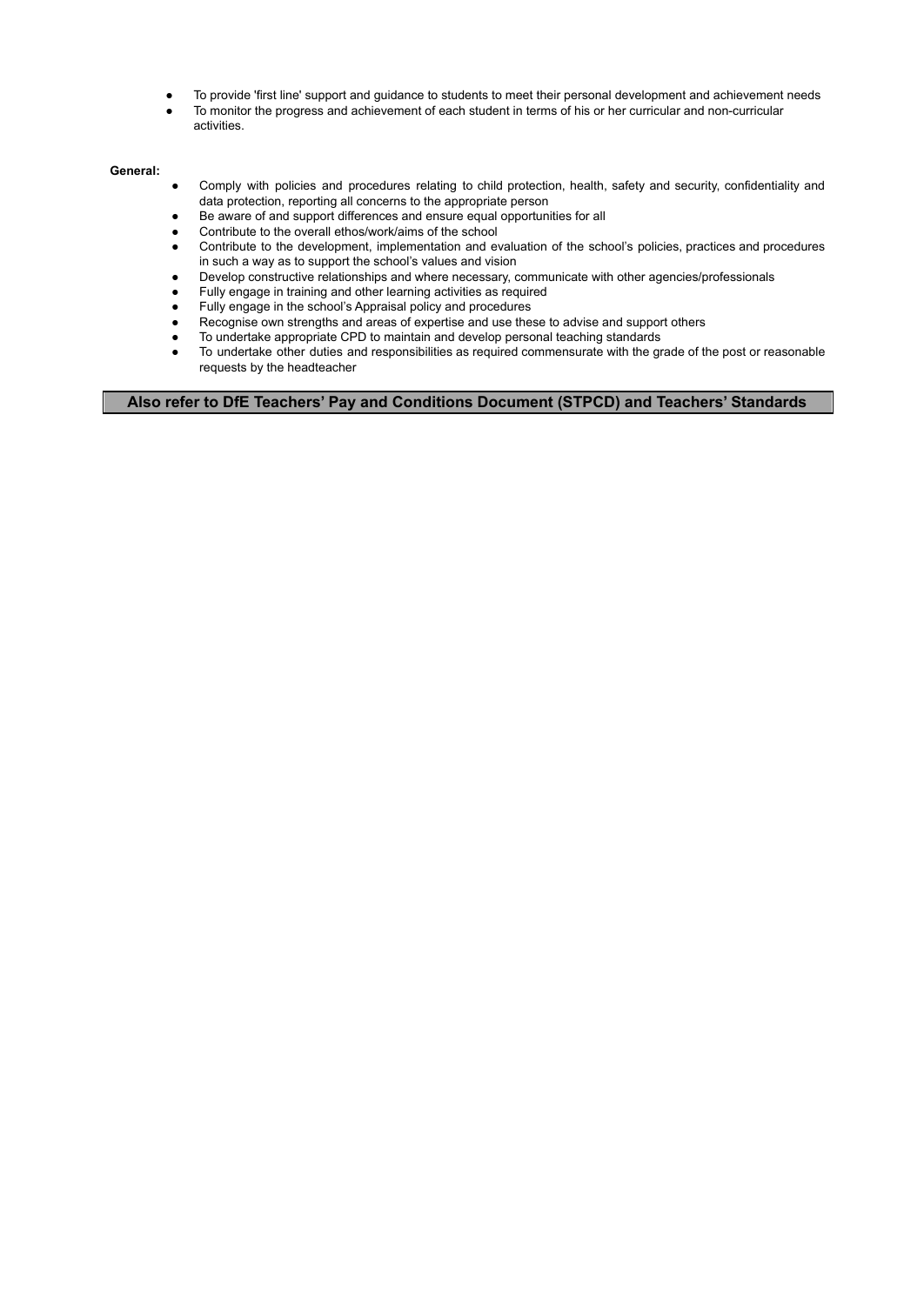- To provide 'first line' support and guidance to students to meet their personal development and achievement needs
- To monitor the progress and achievement of each student in terms of his or her curricular and non-curricular activities.

**General:**

- Comply with policies and procedures relating to child protection, health, safety and security, confidentiality and data protection, reporting all concerns to the appropriate person
- Be aware of and support differences and ensure equal opportunities for all
- Contribute to the overall ethos/work/aims of the school
- Contribute to the development, implementation and evaluation of the school's policies, practices and procedures in such a way as to support the school's values and vision
- Develop constructive relationships and where necessary, communicate with other agencies/professionals
- Fully engage in training and other learning activities as required
- Fully engage in the school's Appraisal policy and procedures
- Recognise own strengths and areas of expertise and use these to advise and support others
- To undertake appropriate CPD to maintain and develop personal teaching standards
- To undertake other duties and responsibilities as required commensurate with the grade of the post or reasonable requests by the headteacher

**Also refer to DfE Teachers' Pay and Conditions Document (STPCD) and Teachers' Standards**